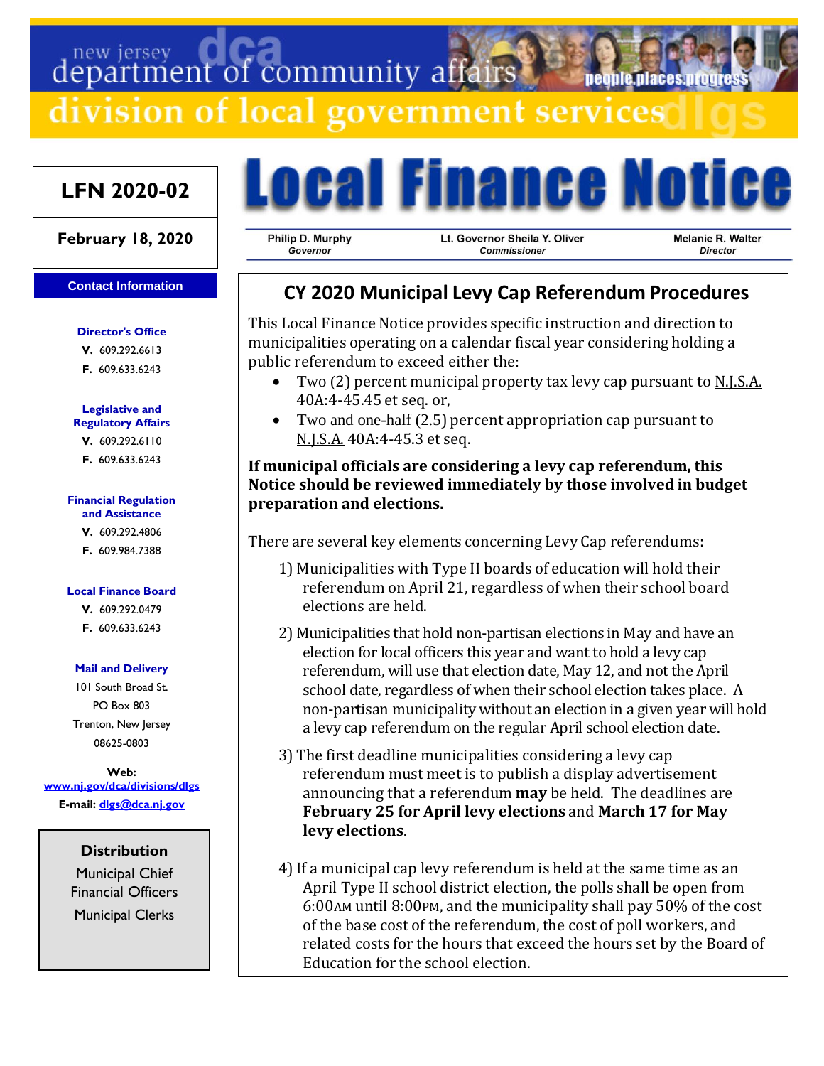new jersey department of community affairs

division of local government services

# Local Finance Notice

**LFN 2020-02**

**February 18, 2020**

Philip D. Murphy
*Governor*

Lt. Governor Sheila Y. Oliver
*Commissioner*

Melanie R. Walter
*Director*

**Contact Information**

**Director's Office**
**V.** 609.292.6613
**F.** 609.633.6243

**Legislative and Regulatory Affairs**
**V.** 609.292.6110
**F.** 609.633.6243

**Financial Regulation and Assistance**
**V.** 609.292.4806
**F.** 609.984.7388

**Local Finance Board**
**V.** 609.292.0479
**F.** 609.633.6243

**Mail and Delivery**
101 South Broad St.
PO Box 803
Trenton, New Jersey
08625-0803

**Web:** www.nj.gov/dca/divisions/dlgs
**E-mail:** dlgs@dca.nj.gov

**Distribution**
Municipal Chief Financial Officers
Municipal Clerks

## CY 2020 Municipal Levy Cap Referendum Procedures

This Local Finance Notice provides specific instruction and direction to municipalities operating on a calendar fiscal year considering holding a public referendum to exceed either the:

- Two (2) percent municipal property tax levy cap pursuant to N.J.S.A. 40A:4-45.45 et seq. or,
- Two and one-half (2.5) percent appropriation cap pursuant to N.J.S.A. 40A:4-45.3 et seq.

**If municipal officials are considering a levy cap referendum, this Notice should be reviewed immediately by those involved in budget preparation and elections.**

There are several key elements concerning Levy Cap referendums:

1) Municipalities with Type II boards of education will hold their referendum on April 21, regardless of when their school board elections are held.
2) Municipalities that hold non-partisan elections in May and have an election for local officers this year and want to hold a levy cap referendum, will use that election date, May 12, and not the April school date, regardless of when their school election takes place. A non-partisan municipality without an election in a given year will hold a levy cap referendum on the regular April school election date.
3) The first deadline municipalities considering a levy cap referendum must meet is to publish a display advertisement announcing that a referendum **may** be held. The deadlines are **February 25 for April levy elections** and **March 17 for May levy elections**.
4) If a municipal cap levy referendum is held at the same time as an April Type II school district election, the polls shall be open from 6:00AM until 8:00PM, and the municipality shall pay 50% of the cost of the base cost of the referendum, the cost of poll workers, and related costs for the hours that exceed the hours set by the Board of Education for the school election.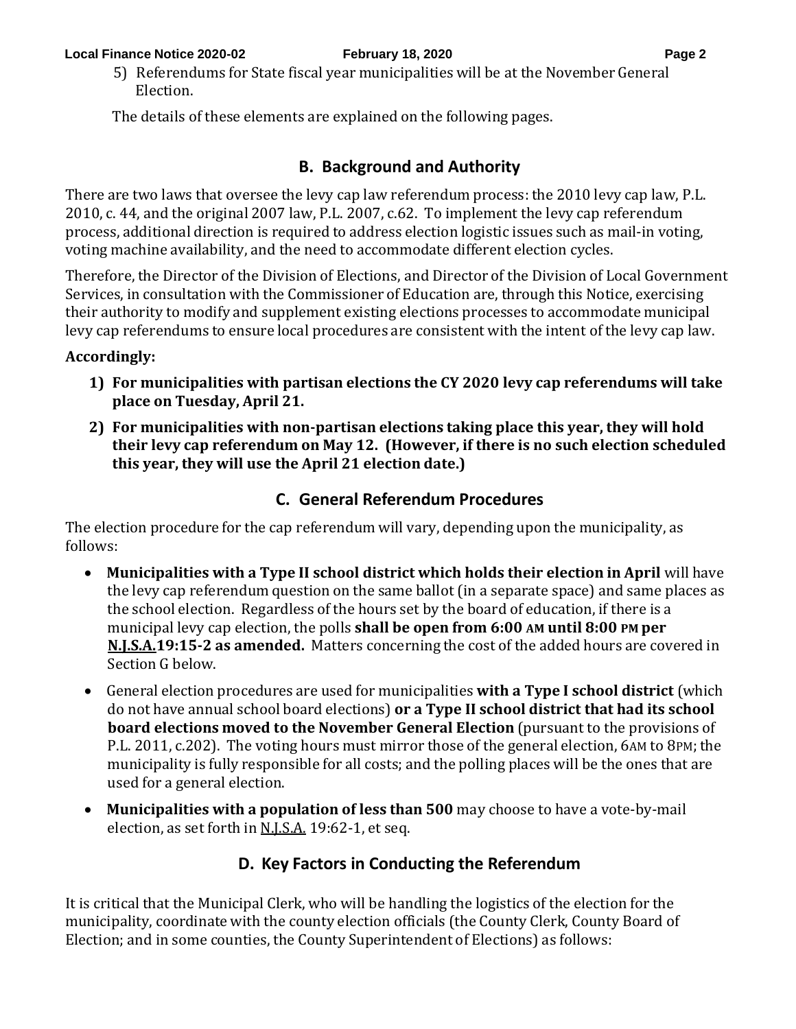5) Referendums for State fiscal year municipalities will be at the November General Election.

The details of these elements are explained on the following pages.

## B. Background and Authority

There are two laws that oversee the levy cap law referendum process: the 2010 levy cap law, P.L. 2010, c. 44, and the original 2007 law, P.L. 2007, c.62. To implement the levy cap referendum process, additional direction is required to address election logistic issues such as mail-in voting, voting machine availability, and the need to accommodate different election cycles.

Therefore, the Director of the Division of Elections, and Director of the Division of Local Government Services, in consultation with the Commissioner of Education are, through this Notice, exercising their authority to modify and supplement existing elections processes to accommodate municipal levy cap referendums to ensure local procedures are consistent with the intent of the levy cap law.

**Accordingly:**

1) **For municipalities with partisan elections the CY 2020 levy cap referendums will take place on Tuesday, April 21.**
2) **For municipalities with non-partisan elections taking place this year, they will hold their levy cap referendum on May 12. (However, if there is no such election scheduled this year, they will use the April 21 election date.)**

## C. General Referendum Procedures

The election procedure for the cap referendum will vary, depending upon the municipality, as follows:

- **Municipalities with a Type II school district which holds their election in April** will have the levy cap referendum question on the same ballot (in a separate space) and same places as the school election. Regardless of the hours set by the board of education, if there is a municipal levy cap election, the polls **shall be open from 6:00 AM until 8:00 PM per N.J.S.A.19:15-2 as amended.** Matters concerning the cost of the added hours are covered in Section G below.
- General election procedures are used for municipalities **with a Type I school district** (which do not have annual school board elections) **or a Type II school district that had its school board elections moved to the November General Election** (pursuant to the provisions of P.L. 2011, c.202). The voting hours must mirror those of the general election, 6AM to 8PM; the municipality is fully responsible for all costs; and the polling places will be the ones that are used for a general election.
- **Municipalities with a population of less than 500** may choose to have a vote-by-mail election, as set forth in N.J.S.A. 19:62-1, et seq.

## D. Key Factors in Conducting the Referendum

It is critical that the Municipal Clerk, who will be handling the logistics of the election for the municipality, coordinate with the county election officials (the County Clerk, County Board of Election; and in some counties, the County Superintendent of Elections) as follows: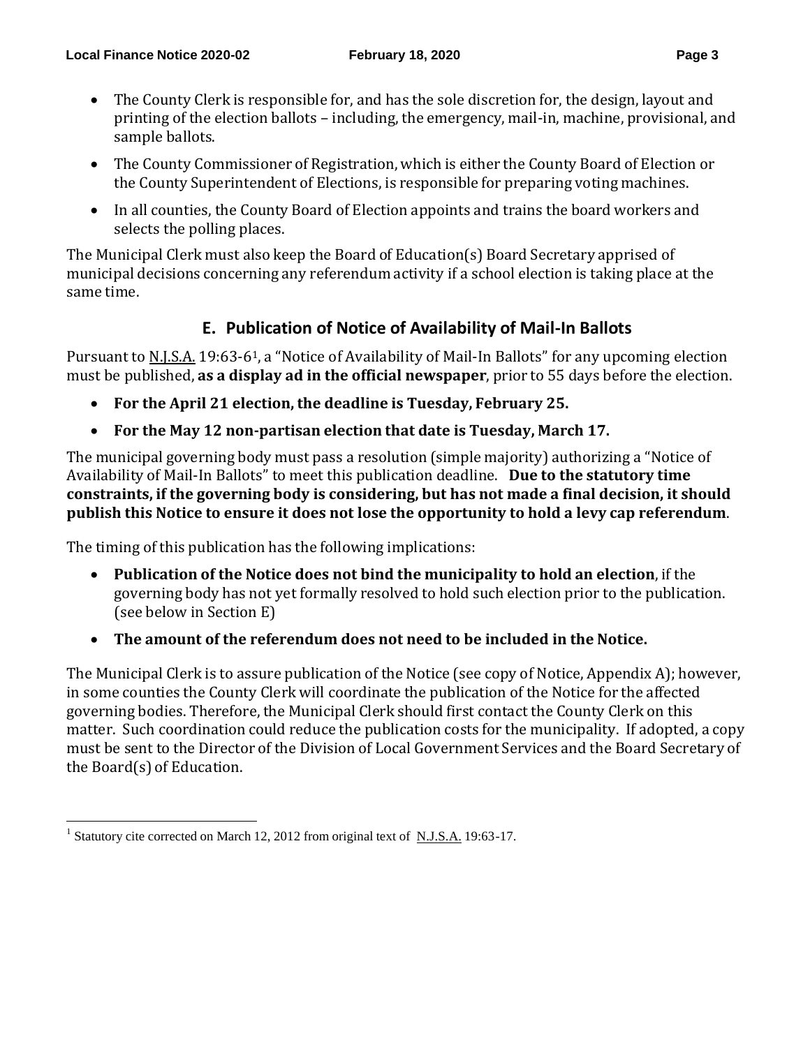- The County Clerk is responsible for, and has the sole discretion for, the design, layout and printing of the election ballots – including, the emergency, mail-in, machine, provisional, and sample ballots.
- The County Commissioner of Registration, which is either the County Board of Election or the County Superintendent of Elections, is responsible for preparing voting machines.
- In all counties, the County Board of Election appoints and trains the board workers and selects the polling places.

The Municipal Clerk must also keep the Board of Education(s) Board Secretary apprised of municipal decisions concerning any referendum activity if a school election is taking place at the same time.

## E. Publication of Notice of Availability of Mail-In Ballots

Pursuant to N.J.S.A. 19:63-6[1], a "Notice of Availability of Mail-In Ballots" for any upcoming election must be published, **as a display ad in the official newspaper**, prior to 55 days before the election.

- **For the April 21 election, the deadline is Tuesday, February 25.**
- **For the May 12 non-partisan election that date is Tuesday, March 17.**

The municipal governing body must pass a resolution (simple majority) authorizing a "Notice of Availability of Mail-In Ballots" to meet this publication deadline. **Due to the statutory time constraints, if the governing body is considering, but has not made a final decision, it should publish this Notice to ensure it does not lose the opportunity to hold a levy cap referendum**.

The timing of this publication has the following implications:

- **Publication of the Notice does not bind the municipality to hold an election**, if the governing body has not yet formally resolved to hold such election prior to the publication. (see below in Section E)
- **The amount of the referendum does not need to be included in the Notice.**

The Municipal Clerk is to assure publication of the Notice (see copy of Notice, Appendix A); however, in some counties the County Clerk will coordinate the publication of the Notice for the affected governing bodies. Therefore, the Municipal Clerk should first contact the County Clerk on this matter. Such coordination could reduce the publication costs for the municipality. If adopted, a copy must be sent to the Director of the Division of Local Government Services and the Board Secretary of the Board(s) of Education.

[1] Statutory cite corrected on March 12, 2012 from original text of N.J.S.A. 19:63-17.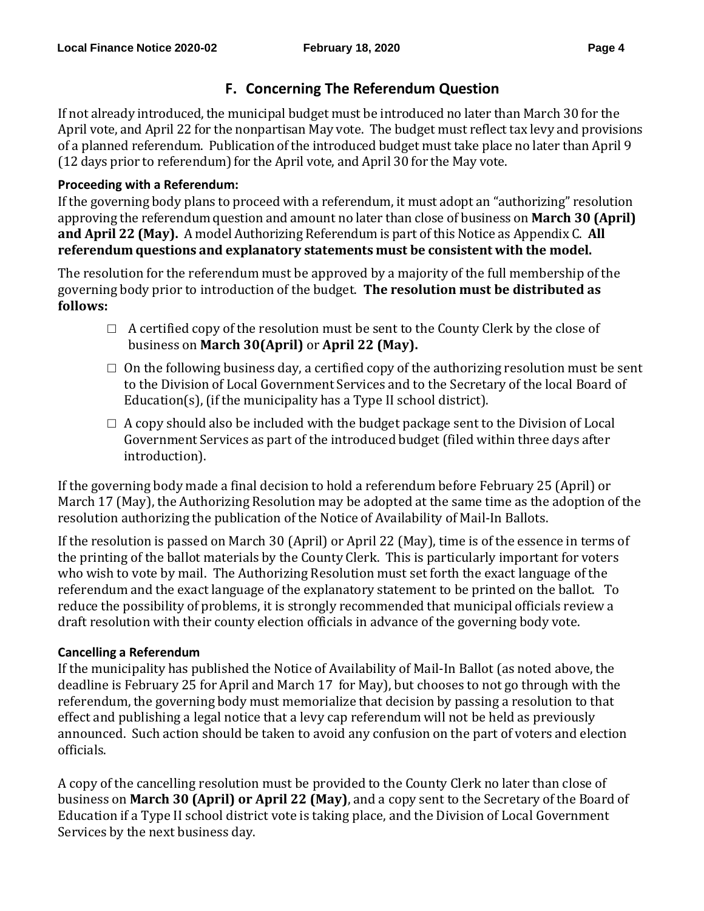## F. Concerning The Referendum Question

If not already introduced, the municipal budget must be introduced no later than March 30 for the April vote, and April 22 for the nonpartisan May vote. The budget must reflect tax levy and provisions of a planned referendum. Publication of the introduced budget must take place no later than April 9 (12 days prior to referendum) for the April vote, and April 30 for the May vote.

**Proceeding with a Referendum:**

If the governing body plans to proceed with a referendum, it must adopt an "authorizing" resolution approving the referendum question and amount no later than close of business on **March 30 (April) and April 22 (May).** A model Authorizing Referendum is part of this Notice as Appendix C. **All referendum questions and explanatory statements must be consistent with the model.**

The resolution for the referendum must be approved by a majority of the full membership of the governing body prior to introduction of the budget. **The resolution must be distributed as follows:**

- ☐ A certified copy of the resolution must be sent to the County Clerk by the close of business on **March 30(April)** or **April 22 (May).**
- ☐ On the following business day, a certified copy of the authorizing resolution must be sent to the Division of Local Government Services and to the Secretary of the local Board of Education(s), (if the municipality has a Type II school district).
- ☐ A copy should also be included with the budget package sent to the Division of Local Government Services as part of the introduced budget (filed within three days after introduction).

If the governing body made a final decision to hold a referendum before February 25 (April) or March 17 (May), the Authorizing Resolution may be adopted at the same time as the adoption of the resolution authorizing the publication of the Notice of Availability of Mail-In Ballots.

If the resolution is passed on March 30 (April) or April 22 (May), time is of the essence in terms of the printing of the ballot materials by the County Clerk. This is particularly important for voters who wish to vote by mail. The Authorizing Resolution must set forth the exact language of the referendum and the exact language of the explanatory statement to be printed on the ballot. To reduce the possibility of problems, it is strongly recommended that municipal officials review a draft resolution with their county election officials in advance of the governing body vote.

**Cancelling a Referendum**

If the municipality has published the Notice of Availability of Mail-In Ballot (as noted above, the deadline is February 25 for April and March 17 for May), but chooses to not go through with the referendum, the governing body must memorialize that decision by passing a resolution to that effect and publishing a legal notice that a levy cap referendum will not be held as previously announced. Such action should be taken to avoid any confusion on the part of voters and election officials.

A copy of the cancelling resolution must be provided to the County Clerk no later than close of business on **March 30 (April) or April 22 (May)**, and a copy sent to the Secretary of the Board of Education if a Type II school district vote is taking place, and the Division of Local Government Services by the next business day.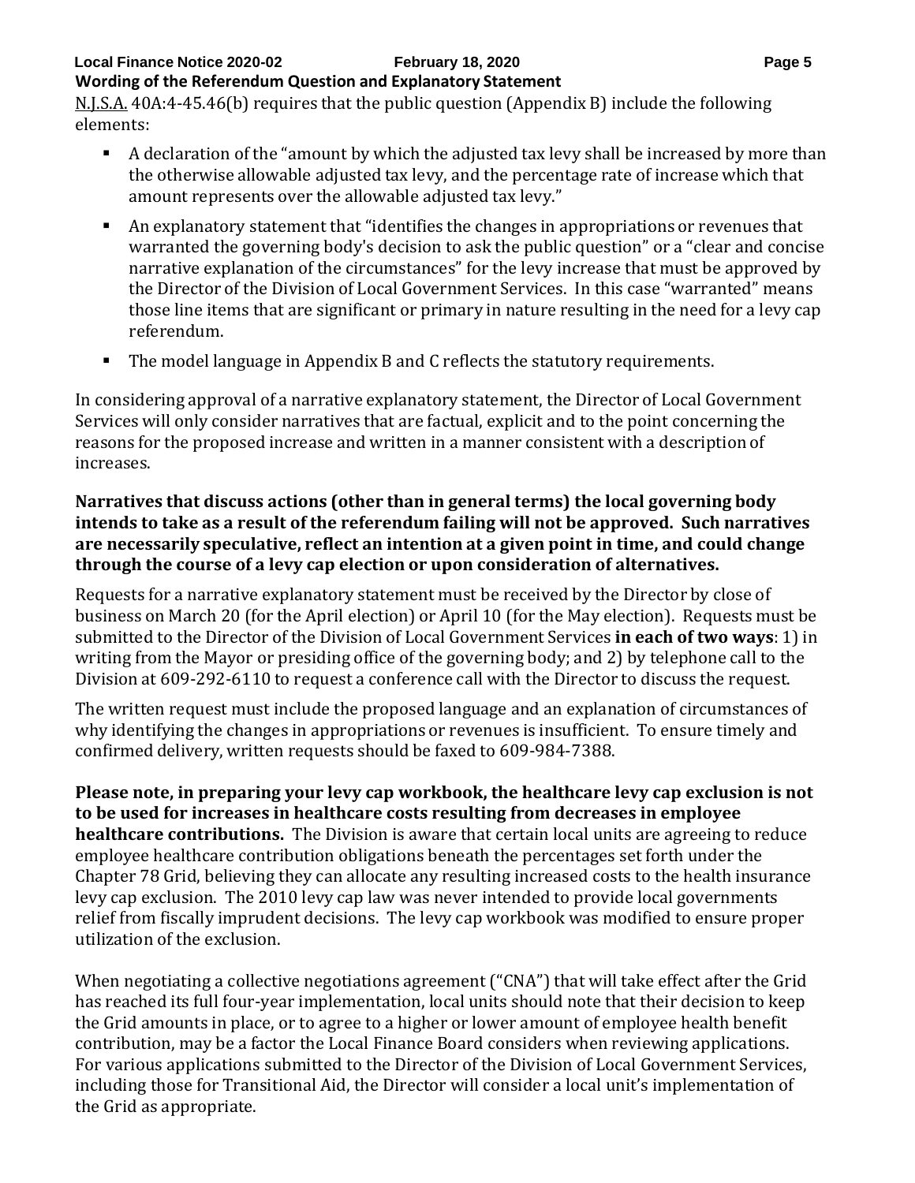**Wording of the Referendum Question and Explanatory Statement**

N.J.S.A. 40A:4-45.46(b) requires that the public question (Appendix B) include the following elements:

- A declaration of the "amount by which the adjusted tax levy shall be increased by more than the otherwise allowable adjusted tax levy, and the percentage rate of increase which that amount represents over the allowable adjusted tax levy."
- An explanatory statement that "identifies the changes in appropriations or revenues that warranted the governing body's decision to ask the public question" or a "clear and concise narrative explanation of the circumstances" for the levy increase that must be approved by the Director of the Division of Local Government Services. In this case "warranted" means those line items that are significant or primary in nature resulting in the need for a levy cap referendum.
- The model language in Appendix B and C reflects the statutory requirements.

In considering approval of a narrative explanatory statement, the Director of Local Government Services will only consider narratives that are factual, explicit and to the point concerning the reasons for the proposed increase and written in a manner consistent with a description of increases.

**Narratives that discuss actions (other than in general terms) the local governing body intends to take as a result of the referendum failing will not be approved. Such narratives are necessarily speculative, reflect an intention at a given point in time, and could change through the course of a levy cap election or upon consideration of alternatives.**

Requests for a narrative explanatory statement must be received by the Director by close of business on March 20 (for the April election) or April 10 (for the May election). Requests must be submitted to the Director of the Division of Local Government Services **in each of two ways**: 1) in writing from the Mayor or presiding office of the governing body; and 2) by telephone call to the Division at 609-292-6110 to request a conference call with the Director to discuss the request.

The written request must include the proposed language and an explanation of circumstances of why identifying the changes in appropriations or revenues is insufficient. To ensure timely and confirmed delivery, written requests should be faxed to 609-984-7388.

**Please note, in preparing your levy cap workbook, the healthcare levy cap exclusion is not to be used for increases in healthcare costs resulting from decreases in employee healthcare contributions.** The Division is aware that certain local units are agreeing to reduce employee healthcare contribution obligations beneath the percentages set forth under the Chapter 78 Grid, believing they can allocate any resulting increased costs to the health insurance levy cap exclusion. The 2010 levy cap law was never intended to provide local governments relief from fiscally imprudent decisions. The levy cap workbook was modified to ensure proper utilization of the exclusion.

When negotiating a collective negotiations agreement ("CNA") that will take effect after the Grid has reached its full four-year implementation, local units should note that their decision to keep the Grid amounts in place, or to agree to a higher or lower amount of employee health benefit contribution, may be a factor the Local Finance Board considers when reviewing applications. For various applications submitted to the Director of the Division of Local Government Services, including those for Transitional Aid, the Director will consider a local unit's implementation of the Grid as appropriate.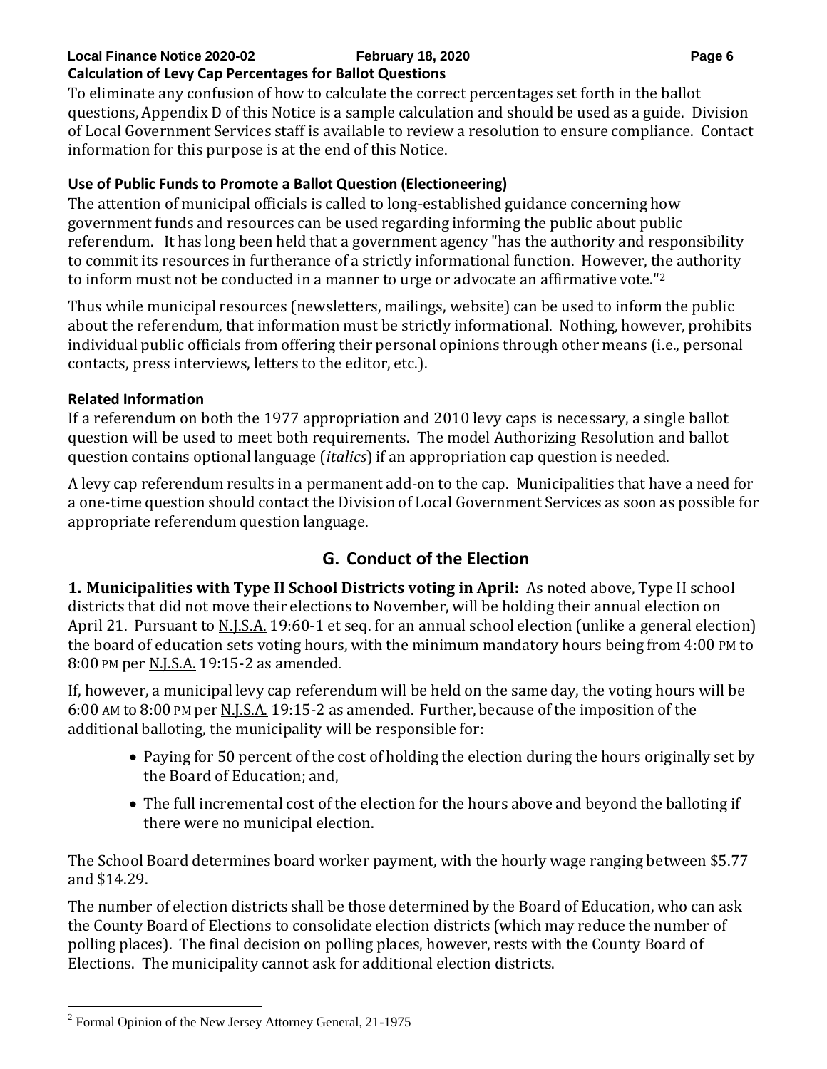**Calculation of Levy Cap Percentages for Ballot Questions**

To eliminate any confusion of how to calculate the correct percentages set forth in the ballot questions, Appendix D of this Notice is a sample calculation and should be used as a guide. Division of Local Government Services staff is available to review a resolution to ensure compliance. Contact information for this purpose is at the end of this Notice.

**Use of Public Funds to Promote a Ballot Question (Electioneering)**

The attention of municipal officials is called to long-established guidance concerning how government funds and resources can be used regarding informing the public about public referendum. It has long been held that a government agency "has the authority and responsibility to commit its resources in furtherance of a strictly informational function. However, the authority to inform must not be conducted in a manner to urge or advocate an affirmative vote."[2]

Thus while municipal resources (newsletters, mailings, website) can be used to inform the public about the referendum, that information must be strictly informational. Nothing, however, prohibits individual public officials from offering their personal opinions through other means (i.e., personal contacts, press interviews, letters to the editor, etc.).

**Related Information**

If a referendum on both the 1977 appropriation and 2010 levy caps is necessary, a single ballot question will be used to meet both requirements. The model Authorizing Resolution and ballot question contains optional language (*italics*) if an appropriation cap question is needed.

A levy cap referendum results in a permanent add-on to the cap. Municipalities that have a need for a one-time question should contact the Division of Local Government Services as soon as possible for appropriate referendum question language.

## G. Conduct of the Election

**1. Municipalities with Type II School Districts voting in April:** As noted above, Type II school districts that did not move their elections to November, will be holding their annual election on April 21. Pursuant to N.J.S.A. 19:60-1 et seq. for an annual school election (unlike a general election) the board of education sets voting hours, with the minimum mandatory hours being from 4:00 PM to 8:00 PM per N.J.S.A. 19:15-2 as amended.

If, however, a municipal levy cap referendum will be held on the same day, the voting hours will be 6:00 AM to 8:00 PM per N.J.S.A. 19:15-2 as amended. Further, because of the imposition of the additional balloting, the municipality will be responsible for:

- Paying for 50 percent of the cost of holding the election during the hours originally set by the Board of Education; and,
- The full incremental cost of the election for the hours above and beyond the balloting if there were no municipal election.

The School Board determines board worker payment, with the hourly wage ranging between $5.77 and $14.29.

The number of election districts shall be those determined by the Board of Education, who can ask the County Board of Elections to consolidate election districts (which may reduce the number of polling places). The final decision on polling places, however, rests with the County Board of Elections. The municipality cannot ask for additional election districts.

---

[2] Formal Opinion of the New Jersey Attorney General, 21-1975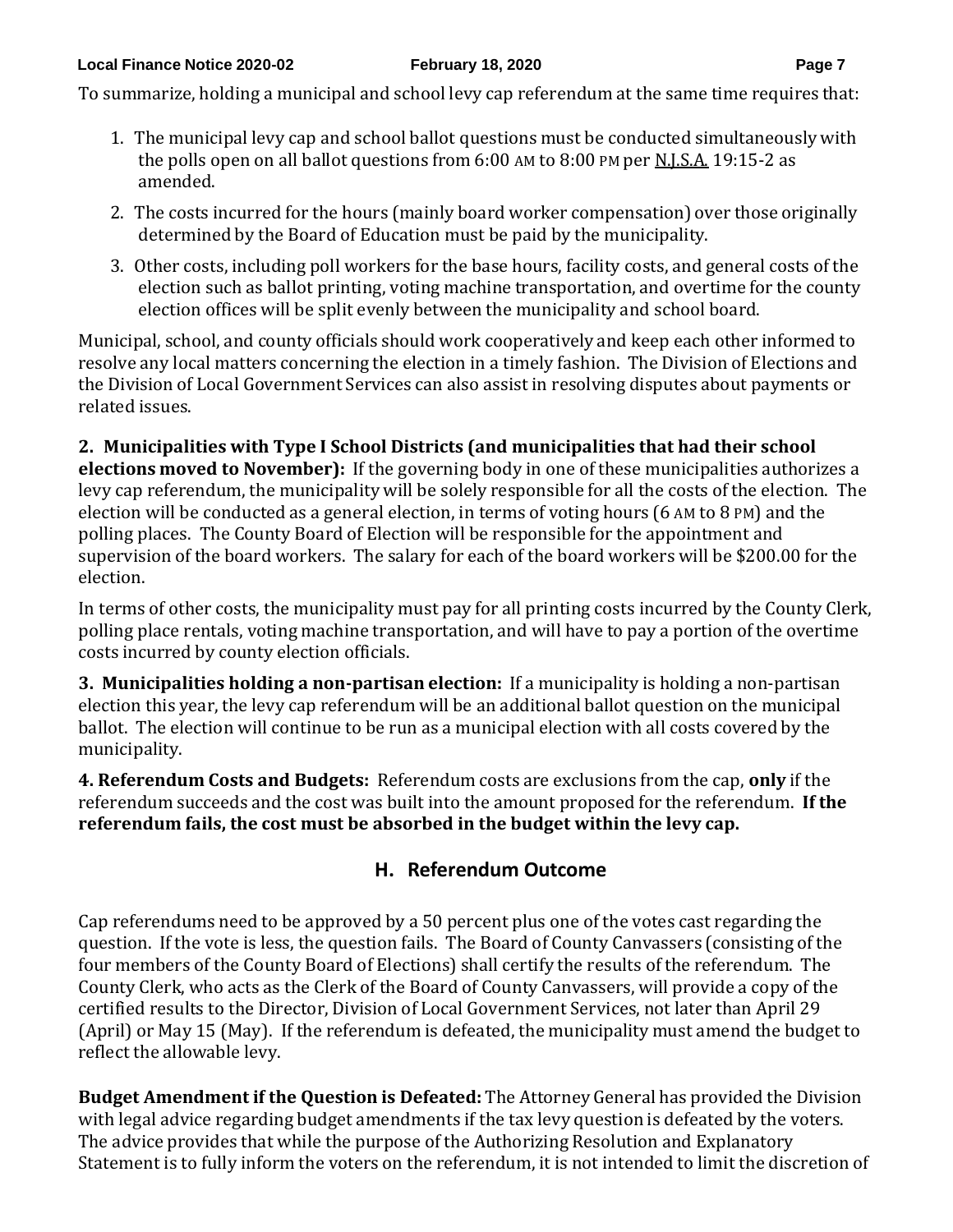To summarize, holding a municipal and school levy cap referendum at the same time requires that:

1. The municipal levy cap and school ballot questions must be conducted simultaneously with the polls open on all ballot questions from 6:00 AM to 8:00 PM per N.J.S.A. 19:15-2 as amended.
2. The costs incurred for the hours (mainly board worker compensation) over those originally determined by the Board of Education must be paid by the municipality.
3. Other costs, including poll workers for the base hours, facility costs, and general costs of the election such as ballot printing, voting machine transportation, and overtime for the county election offices will be split evenly between the municipality and school board.

Municipal, school, and county officials should work cooperatively and keep each other informed to resolve any local matters concerning the election in a timely fashion. The Division of Elections and the Division of Local Government Services can also assist in resolving disputes about payments or related issues.

**2. Municipalities with Type I School Districts (and municipalities that had their school elections moved to November):** If the governing body in one of these municipalities authorizes a levy cap referendum, the municipality will be solely responsible for all the costs of the election. The election will be conducted as a general election, in terms of voting hours (6 AM to 8 PM) and the polling places. The County Board of Election will be responsible for the appointment and supervision of the board workers. The salary for each of the board workers will be $200.00 for the election.

In terms of other costs, the municipality must pay for all printing costs incurred by the County Clerk, polling place rentals, voting machine transportation, and will have to pay a portion of the overtime costs incurred by county election officials.

**3. Municipalities holding a non-partisan election:** If a municipality is holding a non-partisan election this year, the levy cap referendum will be an additional ballot question on the municipal ballot. The election will continue to be run as a municipal election with all costs covered by the municipality.

**4. Referendum Costs and Budgets:** Referendum costs are exclusions from the cap, **only** if the referendum succeeds and the cost was built into the amount proposed for the referendum. **If the referendum fails, the cost must be absorbed in the budget within the levy cap.**

## H. Referendum Outcome

Cap referendums need to be approved by a 50 percent plus one of the votes cast regarding the question. If the vote is less, the question fails. The Board of County Canvassers (consisting of the four members of the County Board of Elections) shall certify the results of the referendum. The County Clerk, who acts as the Clerk of the Board of County Canvassers, will provide a copy of the certified results to the Director, Division of Local Government Services, not later than April 29 (April) or May 15 (May). If the referendum is defeated, the municipality must amend the budget to reflect the allowable levy.

**Budget Amendment if the Question is Defeated:** The Attorney General has provided the Division with legal advice regarding budget amendments if the tax levy question is defeated by the voters. The advice provides that while the purpose of the Authorizing Resolution and Explanatory Statement is to fully inform the voters on the referendum, it is not intended to limit the discretion of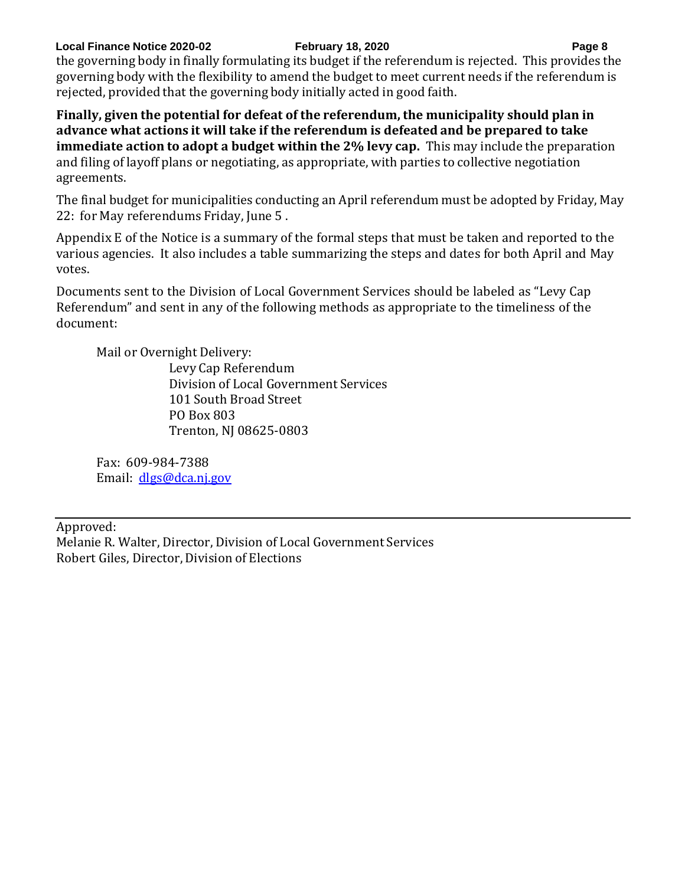the governing body in finally formulating its budget if the referendum is rejected. This provides the governing body with the flexibility to amend the budget to meet current needs if the referendum is rejected, provided that the governing body initially acted in good faith.

**Finally, given the potential for defeat of the referendum, the municipality should plan in advance what actions it will take if the referendum is defeated and be prepared to take immediate action to adopt a budget within the 2% levy cap.** This may include the preparation and filing of layoff plans or negotiating, as appropriate, with parties to collective negotiation agreements.

The final budget for municipalities conducting an April referendum must be adopted by Friday, May 22: for May referendums Friday, June 5 .

Appendix E of the Notice is a summary of the formal steps that must be taken and reported to the various agencies. It also includes a table summarizing the steps and dates for both April and May votes.

Documents sent to the Division of Local Government Services should be labeled as "Levy Cap Referendum" and sent in any of the following methods as appropriate to the timeliness of the document:

Mail or Overnight Delivery:

Levy Cap Referendum
Division of Local Government Services
101 South Broad Street
PO Box 803
Trenton, NJ 08625-0803

Fax: 609-984-7388
Email: dlgs@dca.nj.gov

---

Approved:
Melanie R. Walter, Director, Division of Local Government Services
Robert Giles, Director, Division of Elections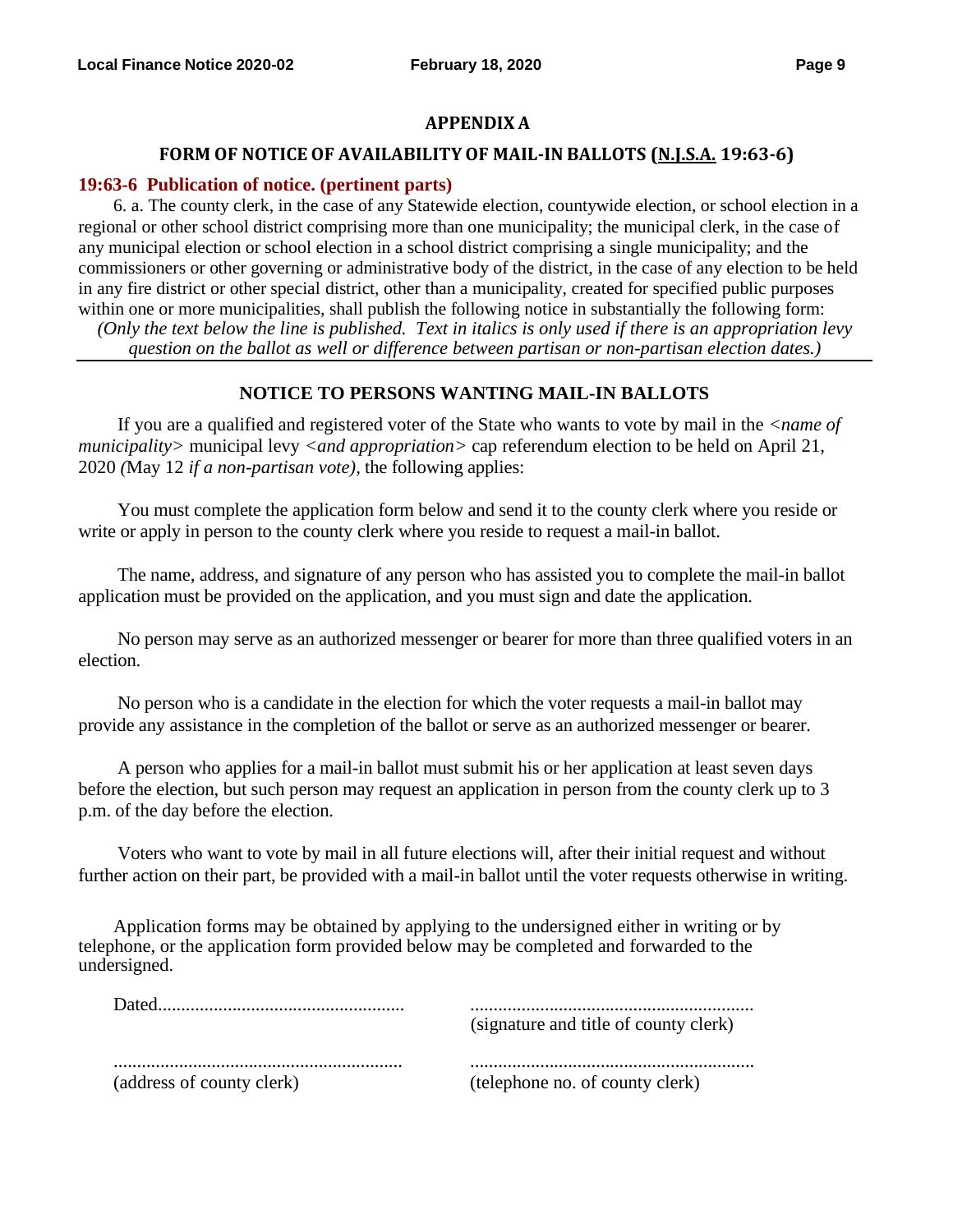## APPENDIX A

### FORM OF NOTICE OF AVAILABILITY OF MAIL-IN BALLOTS (N.J.S.A. 19:63-6)

**19:63-6 Publication of notice. (pertinent parts)**

6. a. The county clerk, in the case of any Statewide election, countywide election, or school election in a regional or other school district comprising more than one municipality; the municipal clerk, in the case of any municipal election or school election in a school district comprising a single municipality; and the commissioners or other governing or administrative body of the district, in the case of any election to be held in any fire district or other special district, other than a municipality, created for specified public purposes within one or more municipalities, shall publish the following notice in substantially the following form:

*(Only the text below the line is published. Text in italics is only used if there is an appropriation levy question on the ballot as well or difference between partisan or non-partisan election dates.)*

---

**NOTICE TO PERSONS WANTING MAIL-IN BALLOTS**

If you are a qualified and registered voter of the State who wants to vote by mail in the *<name of municipality>* municipal levy *<and appropriation>* cap referendum election to be held on April 21, 2020 *(*May 12 *if a non-partisan vote),* the following applies:

You must complete the application form below and send it to the county clerk where you reside or write or apply in person to the county clerk where you reside to request a mail-in ballot.

The name, address, and signature of any person who has assisted you to complete the mail-in ballot application must be provided on the application, and you must sign and date the application.

No person may serve as an authorized messenger or bearer for more than three qualified voters in an election.

No person who is a candidate in the election for which the voter requests a mail-in ballot may provide any assistance in the completion of the ballot or serve as an authorized messenger or bearer.

A person who applies for a mail-in ballot must submit his or her application at least seven days before the election, but such person may request an application in person from the county clerk up to 3 p.m. of the day before the election.

Voters who want to vote by mail in all future elections will, after their initial request and without further action on their part, be provided with a mail-in ballot until the voter requests otherwise in writing.

Application forms may be obtained by applying to the undersigned either in writing or by telephone, or the application form provided below may be completed and forwarded to the undersigned.

Dated.....................................................  ............................................................
(signature and title of county clerk)

..............................................................  ............................................................
(address of county clerk)  (telephone no. of county clerk)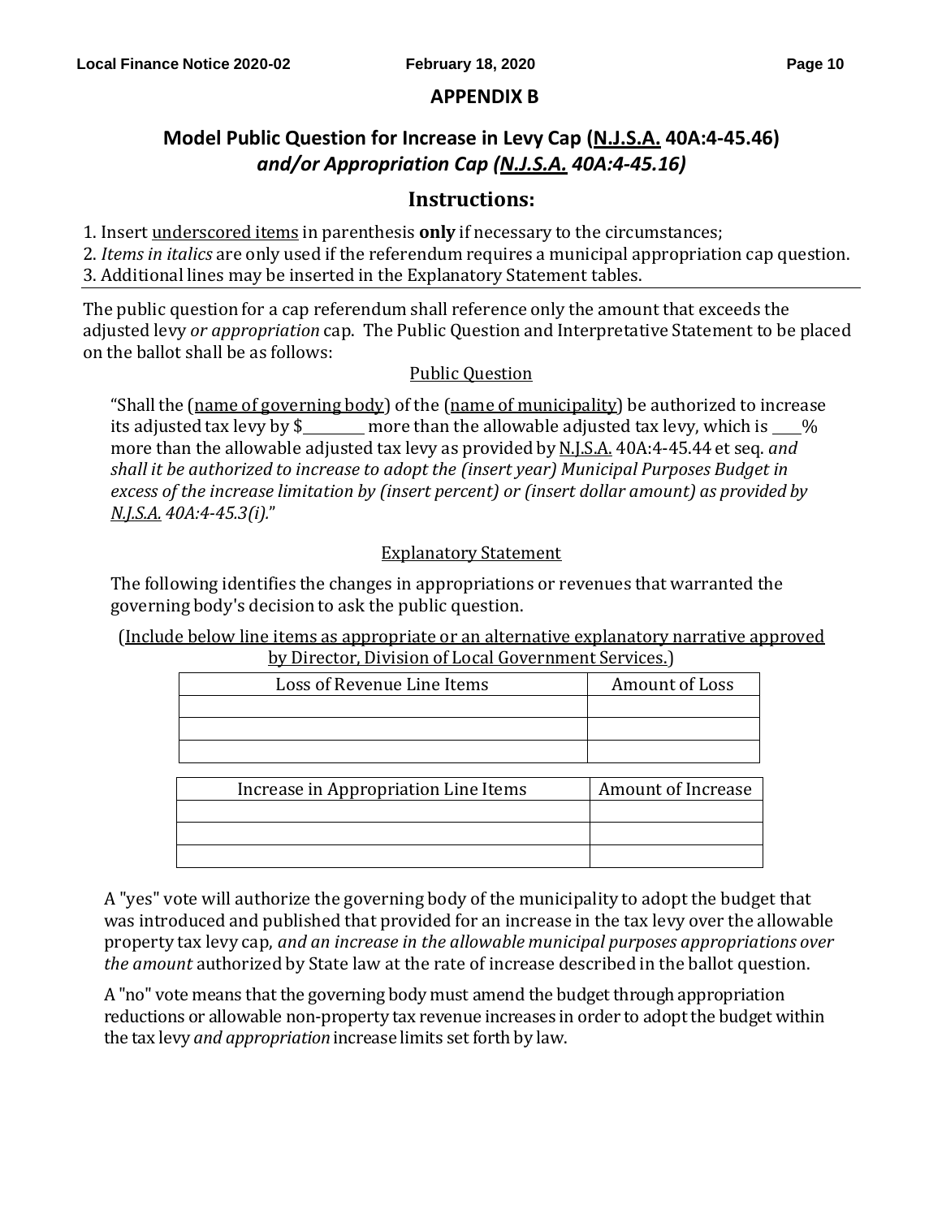## APPENDIX B

## Model Public Question for Increase in Levy Cap (<u>N.J.S.A.</u> 40A:4-45.46) *and/or Appropriation Cap (<u>N.J.S.A.</u> 40A:4-45.16)*

## Instructions:

1. Insert <u>underscored items</u> in parenthesis **only** if necessary to the circumstances;
2. *Items in italics* are only used if the referendum requires a municipal appropriation cap question.
3. Additional lines may be inserted in the Explanatory Statement tables.

---

The public question for a cap referendum shall reference only the amount that exceeds the adjusted levy *or appropriation* cap. The Public Question and Interpretative Statement to be placed on the ballot shall be as follows:

<u>Public Question</u>

"Shall the (<u>name of governing body</u>) of the (<u>name of municipality</u>) be authorized to increase its adjusted tax levy by $________ more than the allowable adjusted tax levy, which is ____% more than the allowable adjusted tax levy as provided by <u>N.J.S.A.</u> 40A:4-45.44 et seq. *and shall it be authorized to increase to adopt the (insert year) Municipal Purposes Budget in excess of the increase limitation by (insert percent) or (insert dollar amount) as provided by <u>N.J.S.A.</u> 40A:4-45.3(i).*"

<u>Explanatory Statement</u>

The following identifies the changes in appropriations or revenues that warranted the governing body's decision to ask the public question.

(<u>Include below line items as appropriate or an alternative explanatory narrative approved by Director, Division of Local Government Services.</u>)

| Loss of Revenue Line Items | Amount of Loss |
|---|---|
| | |
| | |
| | |

| Increase in Appropriation Line Items | Amount of Increase |
|---|---|
| | |
| | |
| | |

A "yes" vote will authorize the governing body of the municipality to adopt the budget that was introduced and published that provided for an increase in the tax levy over the allowable property tax levy cap, *and an increase in the allowable municipal purposes appropriations over the amount* authorized by State law at the rate of increase described in the ballot question.

A "no" vote means that the governing body must amend the budget through appropriation reductions or allowable non-property tax revenue increases in order to adopt the budget within the tax levy *and appropriation* increase limits set forth by law.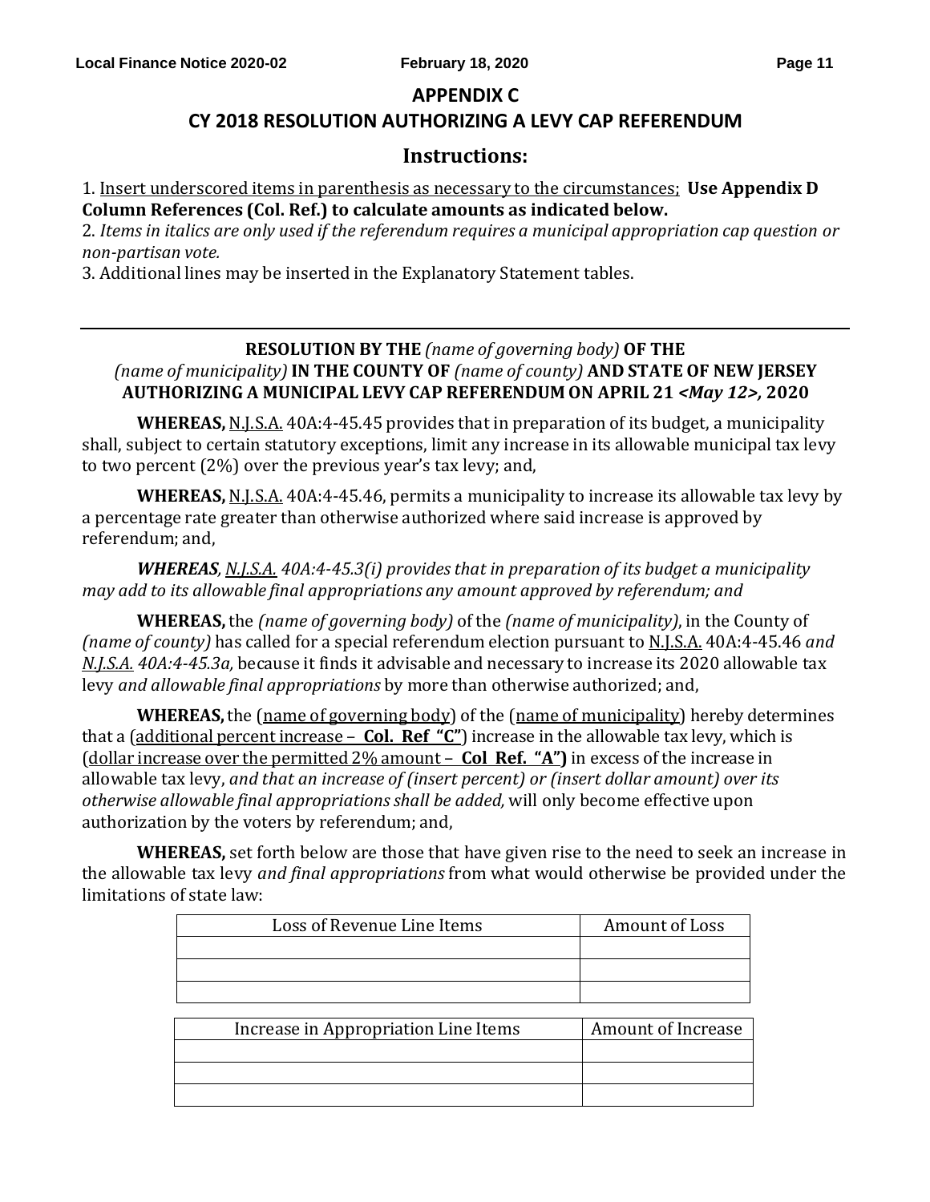## APPENDIX C

## CY 2018 RESOLUTION AUTHORIZING A LEVY CAP REFERENDUM

### Instructions:

1. <u>Insert underscored items in parenthesis as necessary to the circumstances;</u> **Use Appendix D Column References (Col. Ref.) to calculate amounts as indicated below.**
2. *Items in italics are only used if the referendum requires a municipal appropriation cap question or non-partisan vote.*
3. Additional lines may be inserted in the Explanatory Statement tables.

---

**RESOLUTION BY THE** *(name of governing body)* **OF THE** *(name of municipality)* **IN THE COUNTY OF** *(name of county)* **AND STATE OF NEW JERSEY AUTHORIZING A MUNICIPAL LEVY CAP REFERENDUM ON APRIL 21** ***<May 12>,*** **2020**

**WHEREAS,** <u>N.J.S.A.</u> 40A:4-45.45 provides that in preparation of its budget, a municipality shall, subject to certain statutory exceptions, limit any increase in its allowable municipal tax levy to two percent (2%) over the previous year's tax levy; and,

**WHEREAS,** <u>N.J.S.A.</u> 40A:4-45.46, permits a municipality to increase its allowable tax levy by a percentage rate greater than otherwise authorized where said increase is approved by referendum; and,

***WHEREAS****, <u>N.J.S.A.</u> 40A:4-45.3(i) provides that in preparation of its budget a municipality may add to its allowable final appropriations any amount approved by referendum; and*

**WHEREAS,** the *(name of governing body)* of the *(name of municipality)*, in the County of *(name of county)* has called for a special referendum election pursuant to <u>N.J.S.A.</u> 40A:4-45.46 *and <u>N.J.S.A.</u> 40A:4-45.3a,* because it finds it advisable and necessary to increase its 2020 allowable tax levy *and allowable final appropriations* by more than otherwise authorized; and,

**WHEREAS,** the (<u>name of governing body</u>) of the (<u>name of municipality</u>) hereby determines that a (<u>additional percent increase –</u> **<u>Col. Ref "C"</u>**) increase in the allowable tax levy, which is (<u>dollar increase over the permitted 2% amount –</u> **<u>Col Ref. "A"</u>)** in excess of the increase in allowable tax levy, *and that an increase of (insert percent) or (insert dollar amount) over its otherwise allowable final appropriations shall be added,* will only become effective upon authorization by the voters by referendum; and,

**WHEREAS,** set forth below are those that have given rise to the need to seek an increase in the allowable tax levy *and final appropriations* from what would otherwise be provided under the limitations of state law:

| Loss of Revenue Line Items | Amount of Loss |
| --- | --- |
| | |
| | |
| | |

| Increase in Appropriation Line Items | Amount of Increase |
| --- | --- |
| | |
| | |
| | |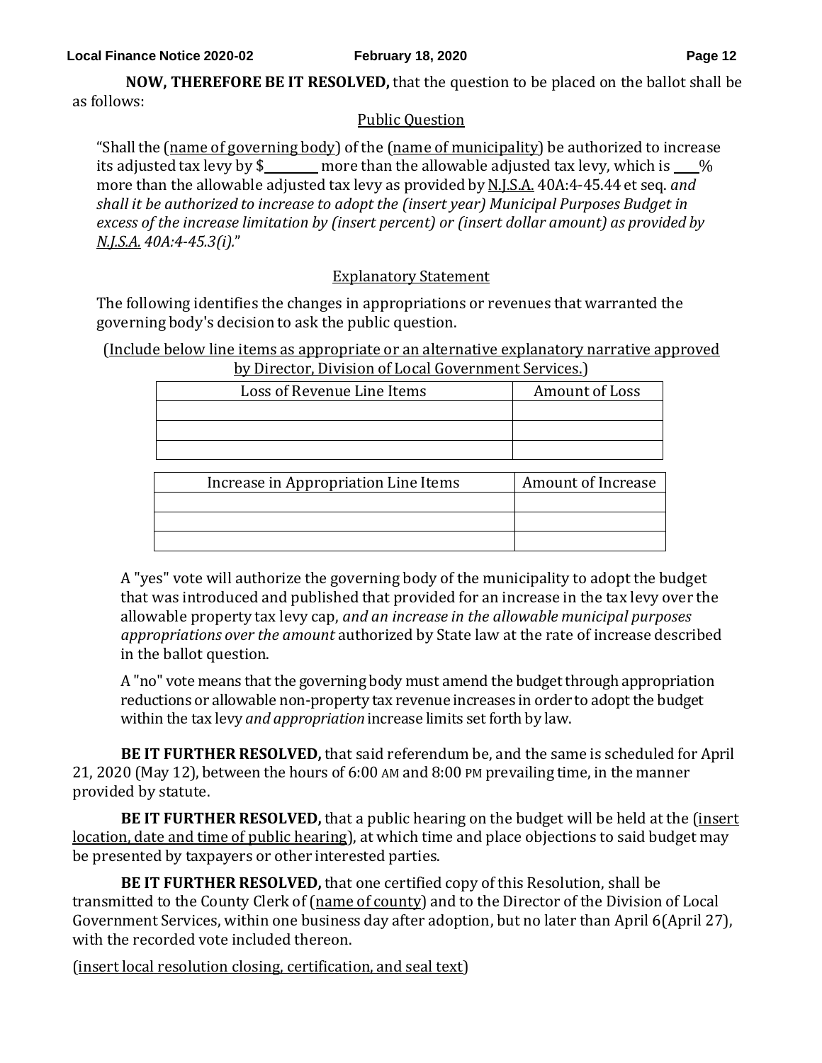**NOW, THEREFORE BE IT RESOLVED,** that the question to be placed on the ballot shall be as follows:

Public Question

"Shall the (name of governing body) of the (name of municipality) be authorized to increase its adjusted tax levy by $________ more than the allowable adjusted tax levy, which is ____% more than the allowable adjusted tax levy as provided by N.J.S.A. 40A:4-45.44 et seq. *and shall it be authorized to increase to adopt the (insert year) Municipal Purposes Budget in excess of the increase limitation by (insert percent) or (insert dollar amount) as provided by N.J.S.A. 40A:4-45.3(i).*"

Explanatory Statement

The following identifies the changes in appropriations or revenues that warranted the governing body's decision to ask the public question.

(Include below line items as appropriate or an alternative explanatory narrative approved by Director, Division of Local Government Services.)

| Loss of Revenue Line Items | Amount of Loss |
|---|---|
| | |
| | |
| | |

| Increase in Appropriation Line Items | Amount of Increase |
|---|---|
| | |
| | |
| | |

A "yes" vote will authorize the governing body of the municipality to adopt the budget that was introduced and published that provided for an increase in the tax levy over the allowable property tax levy cap, *and an increase in the allowable municipal purposes appropriations over the amount* authorized by State law at the rate of increase described in the ballot question.

A "no" vote means that the governing body must amend the budget through appropriation reductions or allowable non-property tax revenue increases in order to adopt the budget within the tax levy *and appropriation* increase limits set forth by law.

**BE IT FURTHER RESOLVED,** that said referendum be, and the same is scheduled for April 21, 2020 (May 12), between the hours of 6:00 AM and 8:00 PM prevailing time, in the manner provided by statute.

**BE IT FURTHER RESOLVED,** that a public hearing on the budget will be held at the (insert location, date and time of public hearing), at which time and place objections to said budget may be presented by taxpayers or other interested parties.

**BE IT FURTHER RESOLVED,** that one certified copy of this Resolution, shall be transmitted to the County Clerk of (name of county) and to the Director of the Division of Local Government Services, within one business day after adoption, but no later than April 6(April 27), with the recorded vote included thereon.

(insert local resolution closing, certification, and seal text)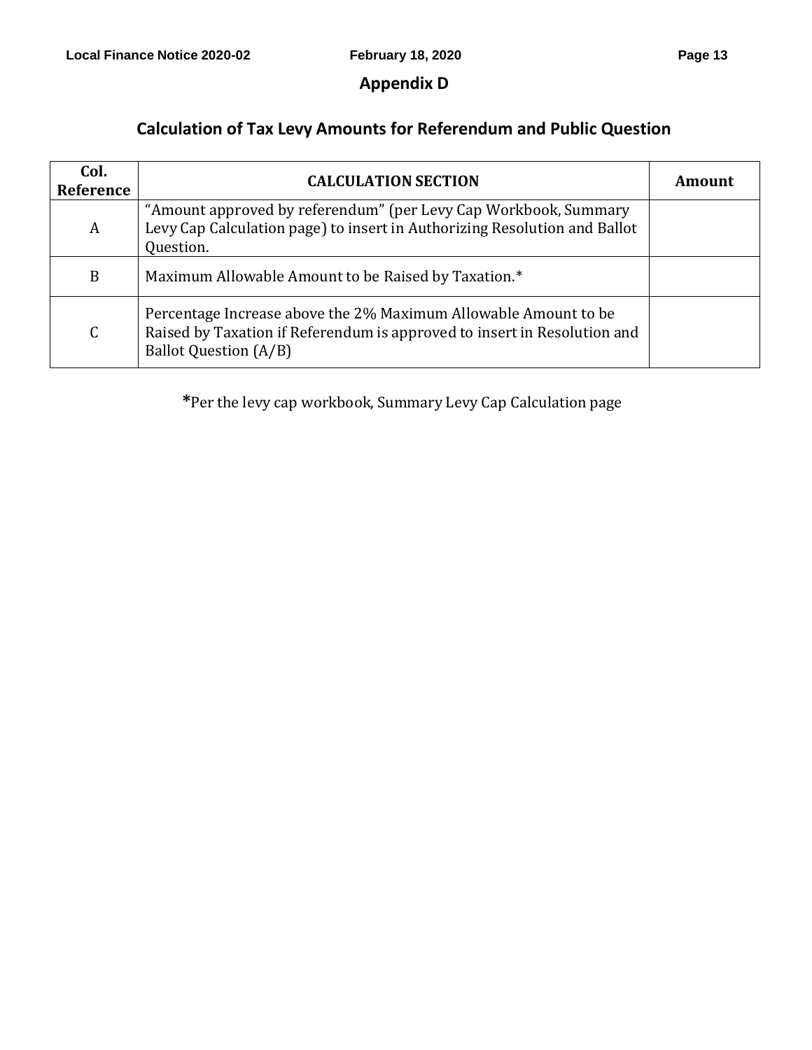# Appendix D

## Calculation of Tax Levy Amounts for Referendum and Public Question

| Col. Reference | CALCULATION SECTION | Amount |
|---|---|---|
| A | "Amount approved by referendum" (per Levy Cap Workbook, Summary Levy Cap Calculation page) to insert in Authorizing Resolution and Ballot Question. | |
| B | Maximum Allowable Amount to be Raised by Taxation.* | |
| C | Percentage Increase above the 2% Maximum Allowable Amount to be Raised by Taxation if Referendum is approved to insert in Resolution and Ballot Question (A/B) | |

**\***Per the levy cap workbook, Summary Levy Cap Calculation page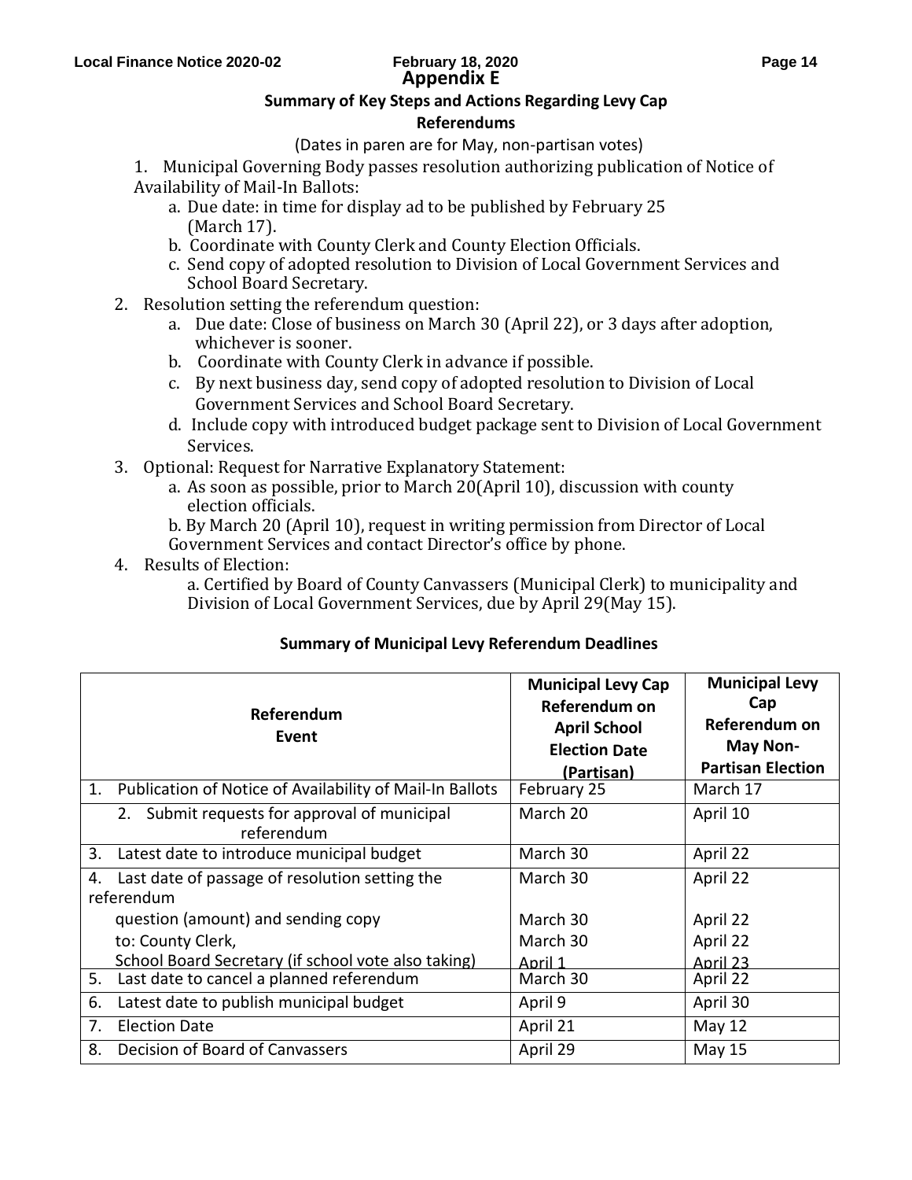# Appendix E

## Summary of Key Steps and Actions Regarding Levy Cap Referendums

(Dates in paren are for May, non-partisan votes)

1. Municipal Governing Body passes resolution authorizing publication of Notice of Availability of Mail-In Ballots:
   a. Due date: in time for display ad to be published by February 25 (March 17).
   b. Coordinate with County Clerk and County Election Officials.
   c. Send copy of adopted resolution to Division of Local Government Services and School Board Secretary.
2. Resolution setting the referendum question:
   a. Due date: Close of business on March 30 (April 22), or 3 days after adoption, whichever is sooner.
   b. Coordinate with County Clerk in advance if possible.
   c. By next business day, send copy of adopted resolution to Division of Local Government Services and School Board Secretary.
   d. Include copy with introduced budget package sent to Division of Local Government Services.
3. Optional: Request for Narrative Explanatory Statement:
   a. As soon as possible, prior to March 20(April 10), discussion with county election officials.
   b. By March 20 (April 10), request in writing permission from Director of Local Government Services and contact Director's office by phone.
4. Results of Election:
   a. Certified by Board of County Canvassers (Municipal Clerk) to municipality and Division of Local Government Services, due by April 29(May 15).

### Summary of Municipal Levy Referendum Deadlines

| Referendum Event | Municipal Levy Cap Referendum on April School Election Date (Partisan) | Municipal Levy Cap Referendum on May Non-Partisan Election |
|---|---|---|
| 1. Publication of Notice of Availability of Mail-In Ballots | February 25 | March 17 |
| 2. Submit requests for approval of municipal referendum | March 20 | April 10 |
| 3. Latest date to introduce municipal budget | March 30 | April 22 |
| 4. Last date of passage of resolution setting the referendum | March 30 | April 22 |
| question (amount) and sending copy | March 30 | April 22 |
| to: County Clerk, | March 30 | April 22 |
| School Board Secretary (if school vote also taking) | April 1 | April 23 |
| 5. Last date to cancel a planned referendum | March 30 | April 22 |
| 6. Latest date to publish municipal budget | April 9 | April 30 |
| 7. Election Date | April 21 | May 12 |
| 8. Decision of Board of Canvassers | April 29 | May 15 |